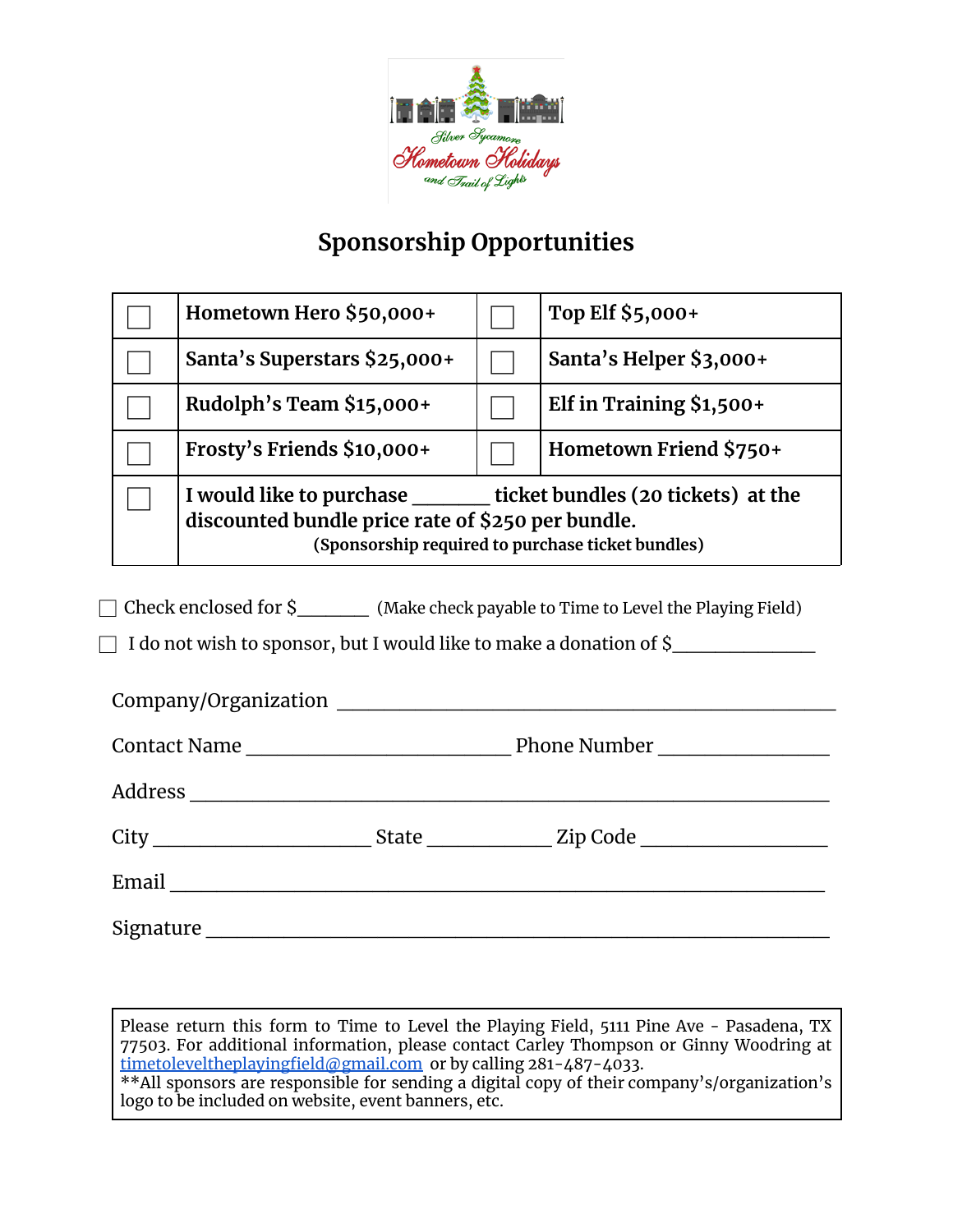Silver Sycamore Hometown Holidays and Trail of Lights

# Sponsorship Opportunities

| ☐ | **Hometown Hero $50,000+** | ☐ | **Top Elf $5,000+** |
|---|---|---|---|
| ☐ | **Santa's Superstars $25,000+** | ☐ | **Santa's Helper $3,000+** |
| ☐ | **Rudolph's Team $15,000+** | ☐ | **Elf in Training $1,500+** |
| ☐ | **Frosty's Friends $10,000+** | ☐ | **Hometown Friend $750+** |
| ☐ | **I would like to purchase _______ ticket bundles (20 tickets) at the discounted bundle price rate of $250 per bundle.** **(Sponsorship required to purchase ticket bundles)** | | |

☐ Check enclosed for $_______ (Make check payable to Time to Level the Playing Field)

☐ I do not wish to sponsor, but I would like to make a donation of $______________

Company/Organization ____________________________________________

Contact Name _________________________ Phone Number ________________

Address ____________________________________________________________

City ____________________ State ___________ Zip Code _________________

Email ______________________________________________________________

Signature ___________________________________________________________

Please return this form to Time to Level the Playing Field, 5111 Pine Ave - Pasadena, TX 77503. For additional information, please contact Carley Thompson or Ginny Woodring at timetoleveltheplayingfield@gmail.com or by calling 281-487-4033.
**All sponsors are responsible for sending a digital copy of their company's/organization's logo to be included on website, event banners, etc.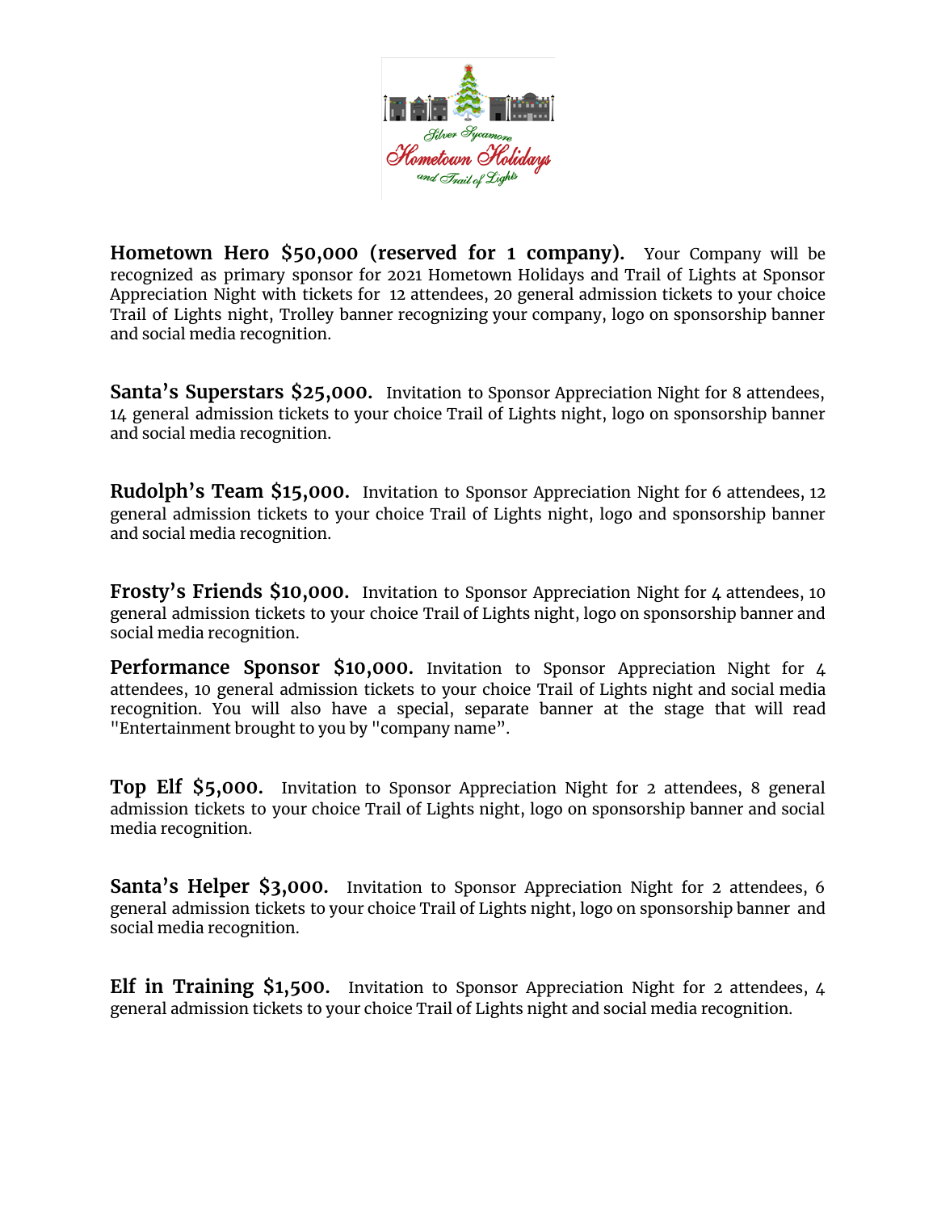**Hometown Hero $50,000 (reserved for 1 company).** Your Company will be recognized as primary sponsor for 2021 Hometown Holidays and Trail of Lights at Sponsor Appreciation Night with tickets for 12 attendees, 20 general admission tickets to your choice Trail of Lights night, Trolley banner recognizing your company, logo on sponsorship banner and social media recognition.

**Santa's Superstars $25,000.** Invitation to Sponsor Appreciation Night for 8 attendees, 14 general admission tickets to your choice Trail of Lights night, logo on sponsorship banner and social media recognition.

**Rudolph's Team $15,000.** Invitation to Sponsor Appreciation Night for 6 attendees, 12 general admission tickets to your choice Trail of Lights night, logo and sponsorship banner and social media recognition.

**Frosty's Friends $10,000.** Invitation to Sponsor Appreciation Night for 4 attendees, 10 general admission tickets to your choice Trail of Lights night, logo on sponsorship banner and social media recognition.

**Performance Sponsor $10,000.** Invitation to Sponsor Appreciation Night for 4 attendees, 10 general admission tickets to your choice Trail of Lights night and social media recognition. You will also have a special, separate banner at the stage that will read "Entertainment brought to you by "company name".

**Top Elf $5,000.** Invitation to Sponsor Appreciation Night for 2 attendees, 8 general admission tickets to your choice Trail of Lights night, logo on sponsorship banner and social media recognition.

**Santa's Helper $3,000.** Invitation to Sponsor Appreciation Night for 2 attendees, 6 general admission tickets to your choice Trail of Lights night, logo on sponsorship banner and social media recognition.

**Elf in Training $1,500.** Invitation to Sponsor Appreciation Night for 2 attendees, 4 general admission tickets to your choice Trail of Lights night and social media recognition.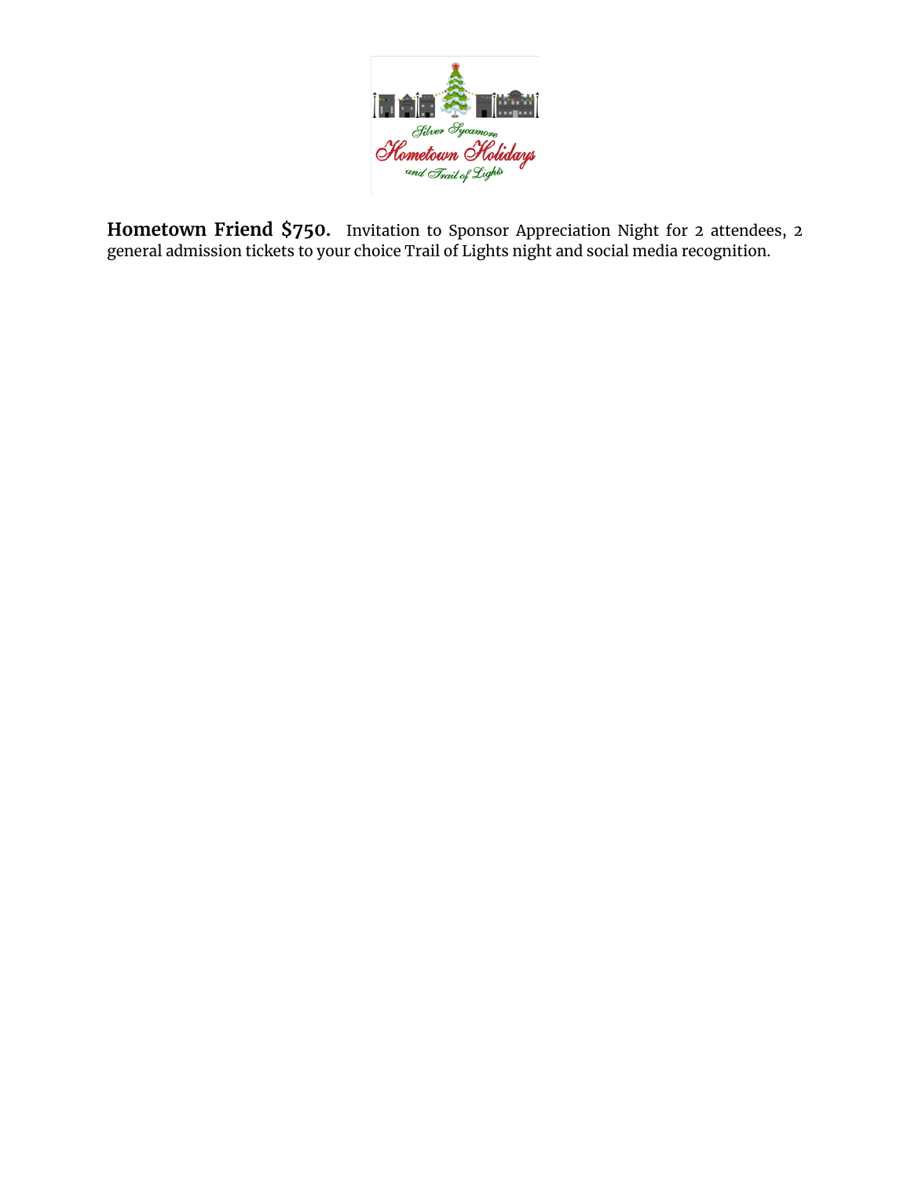**Hometown Friend $750.** Invitation to Sponsor Appreciation Night for 2 attendees, 2 general admission tickets to your choice Trail of Lights night and social media recognition.